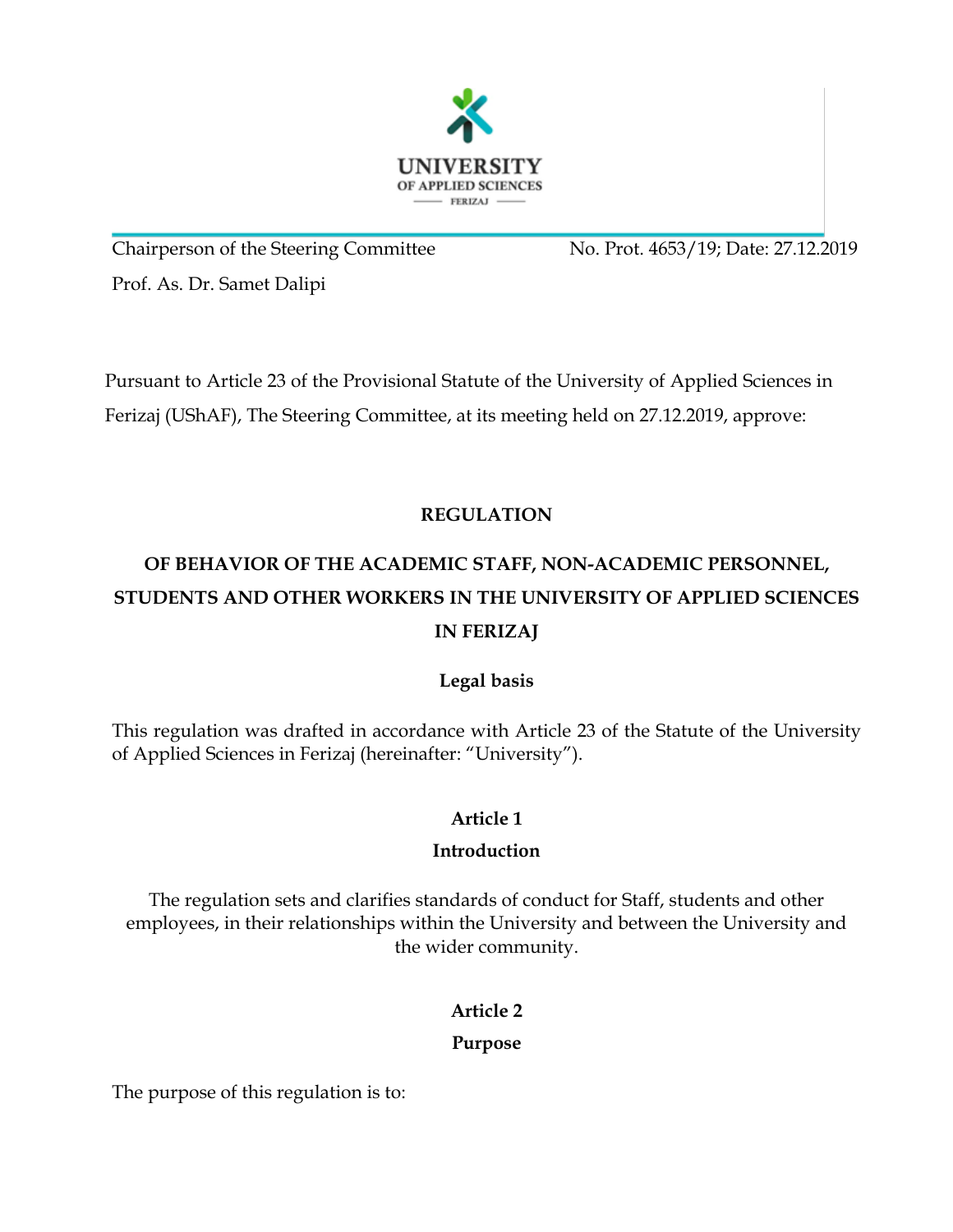UNIVERSITY
OF APPLIED SCIENCES
FERIZAJ

Chairperson of the Steering Committee — No. Prot. 4653/19; Date: 27.12.2019

Prof. As. Dr. Samet Dalipi

Pursuant to Article 23 of the Provisional Statute of the University of Applied Sciences in Ferizaj (UShAF), The Steering Committee, at its meeting held on 27.12.2019, approve:

# REGULATION

# OF BEHAVIOR OF THE ACADEMIC STAFF, NON-ACADEMIC PERSONNEL, STUDENTS AND OTHER WORKERS IN THE UNIVERSITY OF APPLIED SCIENCES IN FERIZAJ

## Legal basis

This regulation was drafted in accordance with Article 23 of the Statute of the University of Applied Sciences in Ferizaj (hereinafter: "University").

## Article 1

## Introduction

The regulation sets and clarifies standards of conduct for Staff, students and other employees, in their relationships within the University and between the University and the wider community.

## Article 2

## Purpose

The purpose of this regulation is to: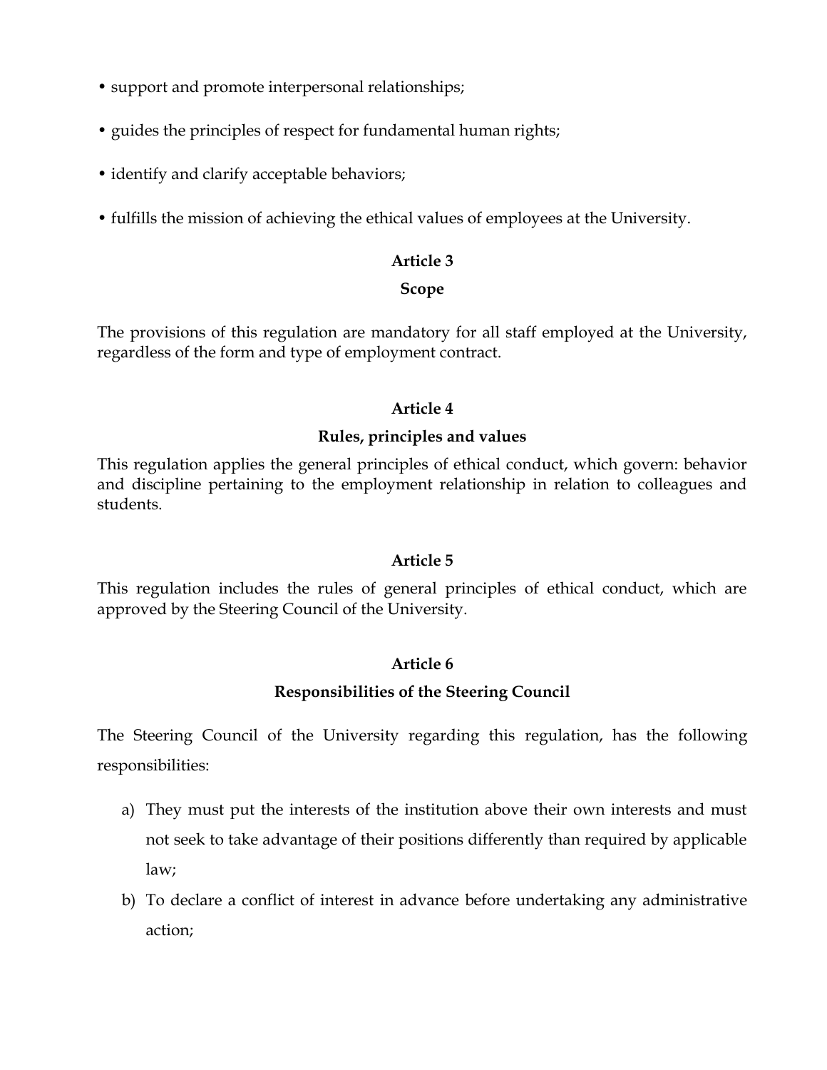- support and promote interpersonal relationships;
- guides the principles of respect for fundamental human rights;
- identify and clarify acceptable behaviors;
- fulfills the mission of achieving the ethical values of employees at the University.

### Article 3

### Scope

The provisions of this regulation are mandatory for all staff employed at the University, regardless of the form and type of employment contract.

### Article 4

### Rules, principles and values

This regulation applies the general principles of ethical conduct, which govern: behavior and discipline pertaining to the employment relationship in relation to colleagues and students.

### Article 5

This regulation includes the rules of general principles of ethical conduct, which are approved by the Steering Council of the University.

### Article 6

### Responsibilities of the Steering Council

The Steering Council of the University regarding this regulation, has the following responsibilities:

a) They must put the interests of the institution above their own interests and must not seek to take advantage of their positions differently than required by applicable law;

b) To declare a conflict of interest in advance before undertaking any administrative action;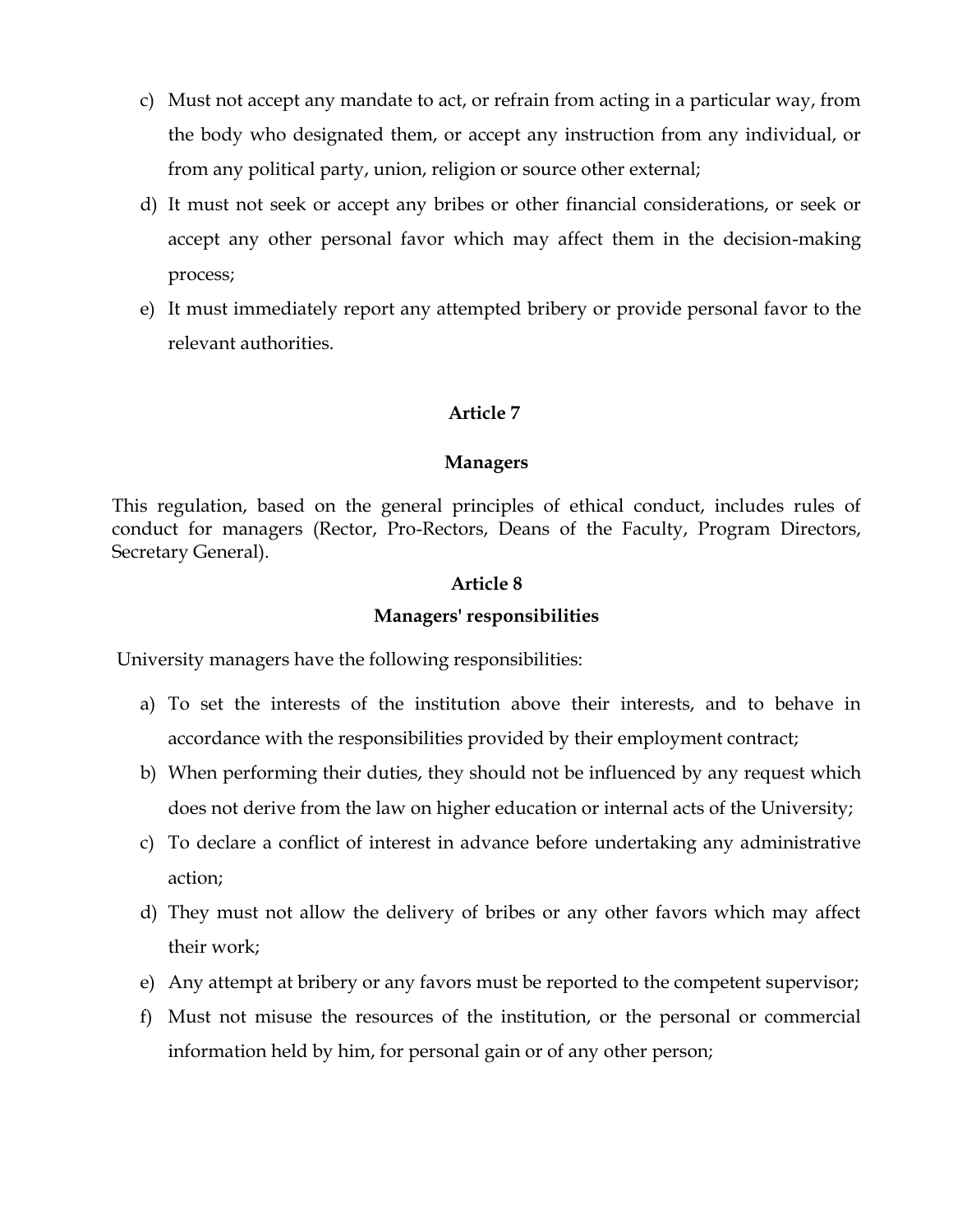c) Must not accept any mandate to act, or refrain from acting in a particular way, from the body who designated them, or accept any instruction from any individual, or from any political party, union, religion or source other external;

d) It must not seek or accept any bribes or other financial considerations, or seek or accept any other personal favor which may affect them in the decision-making process;

e) It must immediately report any attempted bribery or provide personal favor to the relevant authorities.

## Article 7

## Managers

This regulation, based on the general principles of ethical conduct, includes rules of conduct for managers (Rector, Pro-Rectors, Deans of the Faculty, Program Directors, Secretary General).

## Article 8

## Managers' responsibilities

University managers have the following responsibilities:

a) To set the interests of the institution above their interests, and to behave in accordance with the responsibilities provided by their employment contract;

b) When performing their duties, they should not be influenced by any request which does not derive from the law on higher education or internal acts of the University;

c) To declare a conflict of interest in advance before undertaking any administrative action;

d) They must not allow the delivery of bribes or any other favors which may affect their work;

e) Any attempt at bribery or any favors must be reported to the competent supervisor;

f) Must not misuse the resources of the institution, or the personal or commercial information held by him, for personal gain or of any other person;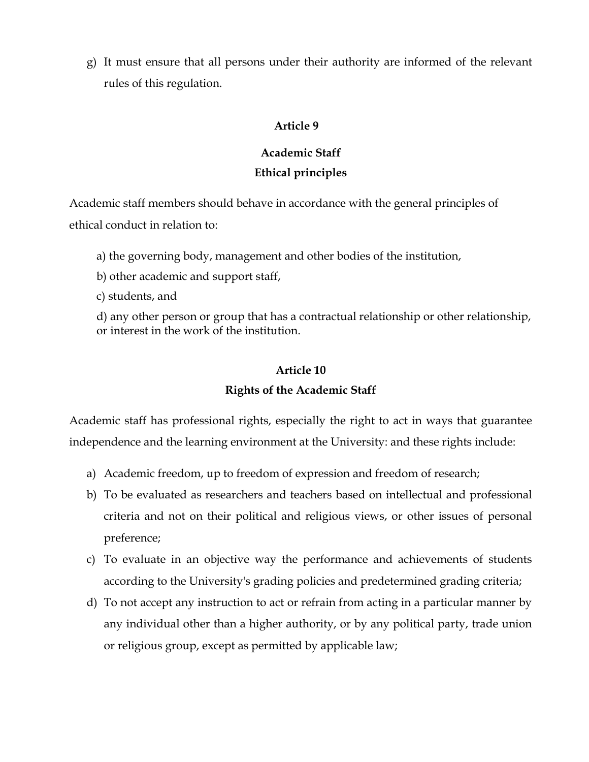g) It must ensure that all persons under their authority are informed of the relevant rules of this regulation.

**Article 9**

**Academic Staff**

**Ethical principles**

Academic staff members should behave in accordance with the general principles of ethical conduct in relation to:

a) the governing body, management and other bodies of the institution,

b) other academic and support staff,

c) students, and

d) any other person or group that has a contractual relationship or other relationship, or interest in the work of the institution.

**Article 10**

**Rights of the Academic Staff**

Academic staff has professional rights, especially the right to act in ways that guarantee independence and the learning environment at the University: and these rights include:

a) Academic freedom, up to freedom of expression and freedom of research;
b) To be evaluated as researchers and teachers based on intellectual and professional criteria and not on their political and religious views, or other issues of personal preference;
c) To evaluate in an objective way the performance and achievements of students according to the University's grading policies and predetermined grading criteria;
d) To not accept any instruction to act or refrain from acting in a particular manner by any individual other than a higher authority, or by any political party, trade union or religious group, except as permitted by applicable law;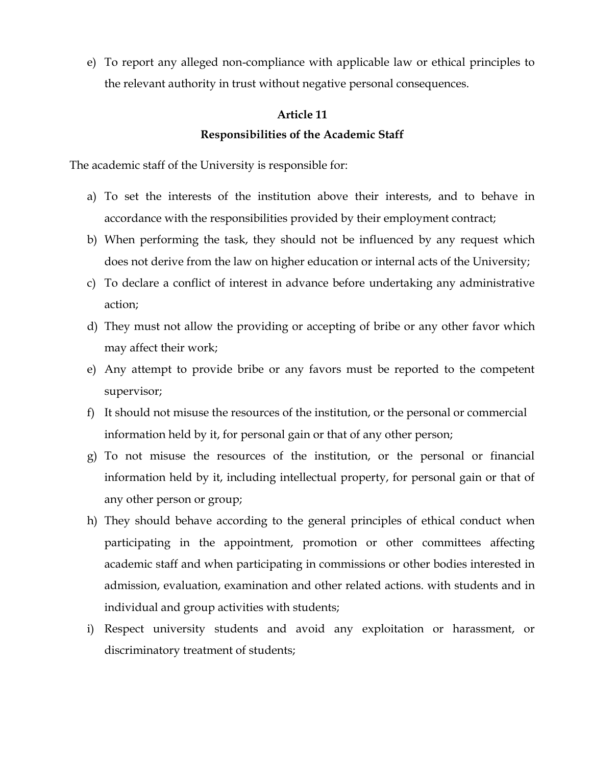e) To report any alleged non-compliance with applicable law or ethical principles to the relevant authority in trust without negative personal consequences.

## Article 11
## Responsibilities of the Academic Staff

The academic staff of the University is responsible for:

a) To set the interests of the institution above their interests, and to behave in accordance with the responsibilities provided by their employment contract;
b) When performing the task, they should not be influenced by any request which does not derive from the law on higher education or internal acts of the University;
c) To declare a conflict of interest in advance before undertaking any administrative action;
d) They must not allow the providing or accepting of bribe or any other favor which may affect their work;
e) Any attempt to provide bribe or any favors must be reported to the competent supervisor;
f) It should not misuse the resources of the institution, or the personal or commercial information held by it, for personal gain or that of any other person;
g) To not misuse the resources of the institution, or the personal or financial information held by it, including intellectual property, for personal gain or that of any other person or group;
h) They should behave according to the general principles of ethical conduct when participating in the appointment, promotion or other committees affecting academic staff and when participating in commissions or other bodies interested in admission, evaluation, examination and other related actions. with students and in individual and group activities with students;
i) Respect university students and avoid any exploitation or harassment, or discriminatory treatment of students;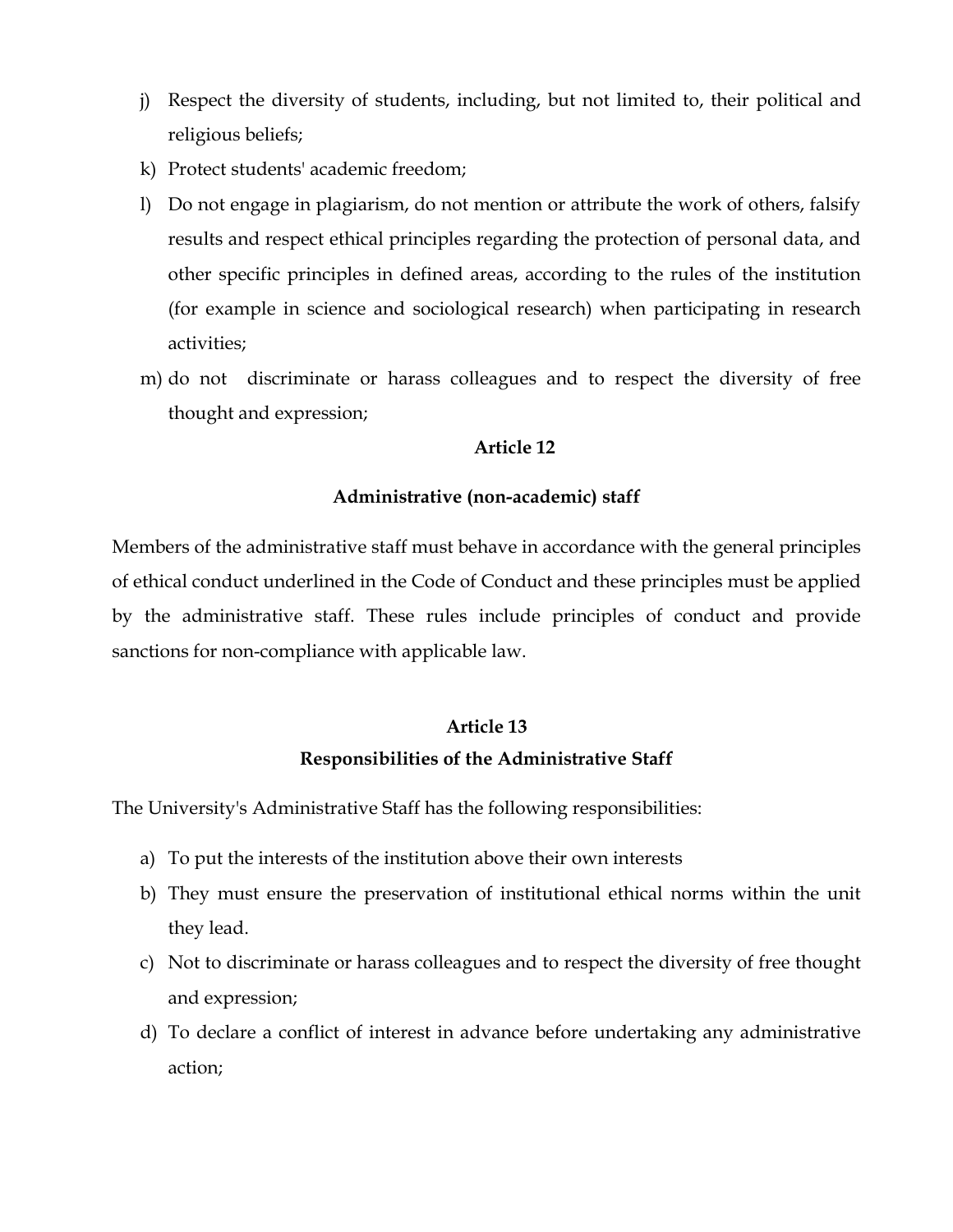j) Respect the diversity of students, including, but not limited to, their political and religious beliefs;

k) Protect students' academic freedom;

l) Do not engage in plagiarism, do not mention or attribute the work of others, falsify results and respect ethical principles regarding the protection of personal data, and other specific principles in defined areas, according to the rules of the institution (for example in science and sociological research) when participating in research activities;

m) do not discriminate or harass colleagues and to respect the diversity of free thought and expression;

### Article 12

### Administrative (non-academic) staff

Members of the administrative staff must behave in accordance with the general principles of ethical conduct underlined in the Code of Conduct and these principles must be applied by the administrative staff. These rules include principles of conduct and provide sanctions for non-compliance with applicable law.

### Article 13

### Responsibilities of the Administrative Staff

The University's Administrative Staff has the following responsibilities:

a) To put the interests of the institution above their own interests

b) They must ensure the preservation of institutional ethical norms within the unit they lead.

c) Not to discriminate or harass colleagues and to respect the diversity of free thought and expression;

d) To declare a conflict of interest in advance before undertaking any administrative action;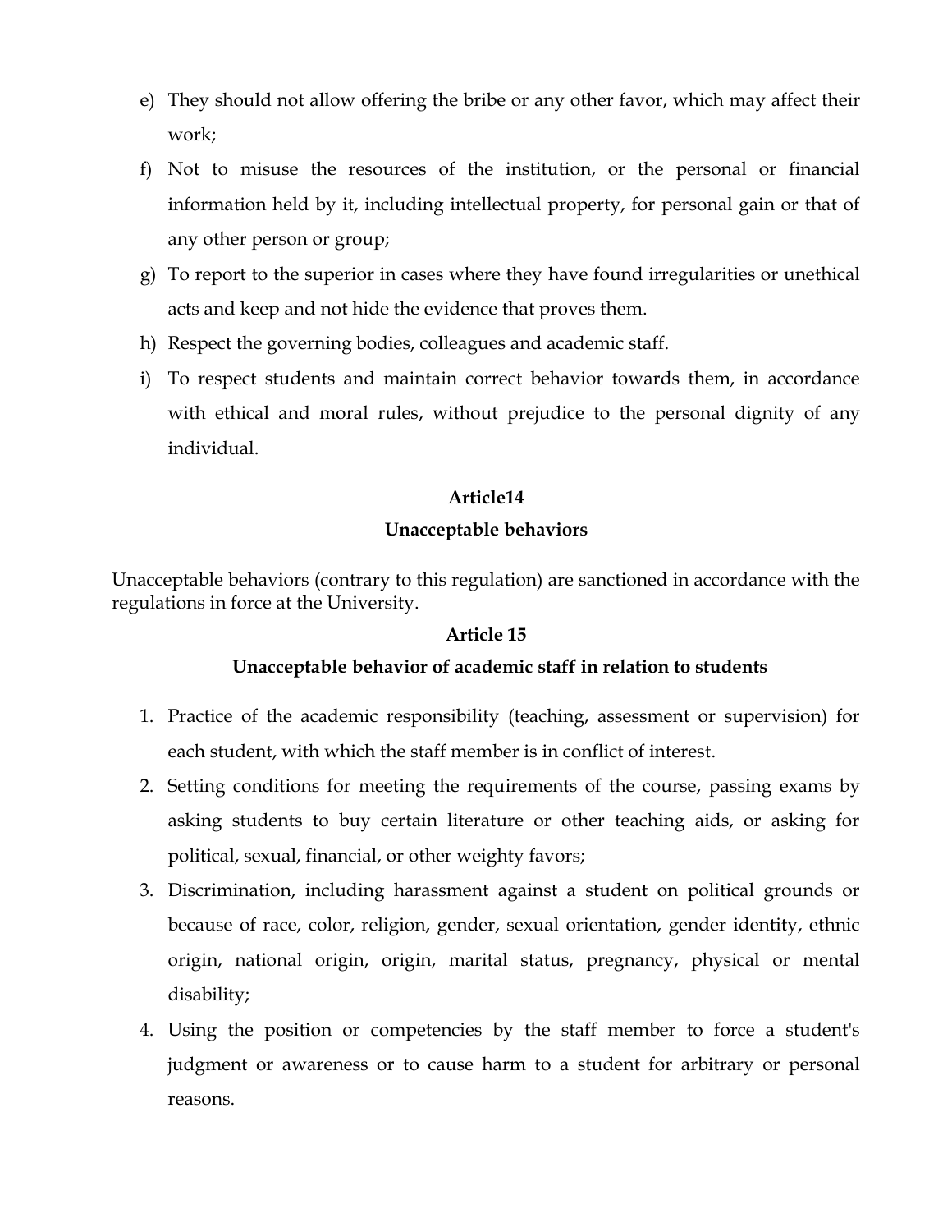e) They should not allow offering the bribe or any other favor, which may affect their work;
f) Not to misuse the resources of the institution, or the personal or financial information held by it, including intellectual property, for personal gain or that of any other person or group;
g) To report to the superior in cases where they have found irregularities or unethical acts and keep and not hide the evidence that proves them.
h) Respect the governing bodies, colleagues and academic staff.
i) To respect students and maintain correct behavior towards them, in accordance with ethical and moral rules, without prejudice to the personal dignity of any individual.

### Article14

### Unacceptable behaviors

Unacceptable behaviors (contrary to this regulation) are sanctioned in accordance with the regulations in force at the University.

### Article 15

### Unacceptable behavior of academic staff in relation to students

1. Practice of the academic responsibility (teaching, assessment or supervision) for each student, with which the staff member is in conflict of interest.
2. Setting conditions for meeting the requirements of the course, passing exams by asking students to buy certain literature or other teaching aids, or asking for political, sexual, financial, or other weighty favors;
3. Discrimination, including harassment against a student on political grounds or because of race, color, religion, gender, sexual orientation, gender identity, ethnic origin, national origin, origin, marital status, pregnancy, physical or mental disability;
4. Using the position or competencies by the staff member to force a student's judgment or awareness or to cause harm to a student for arbitrary or personal reasons.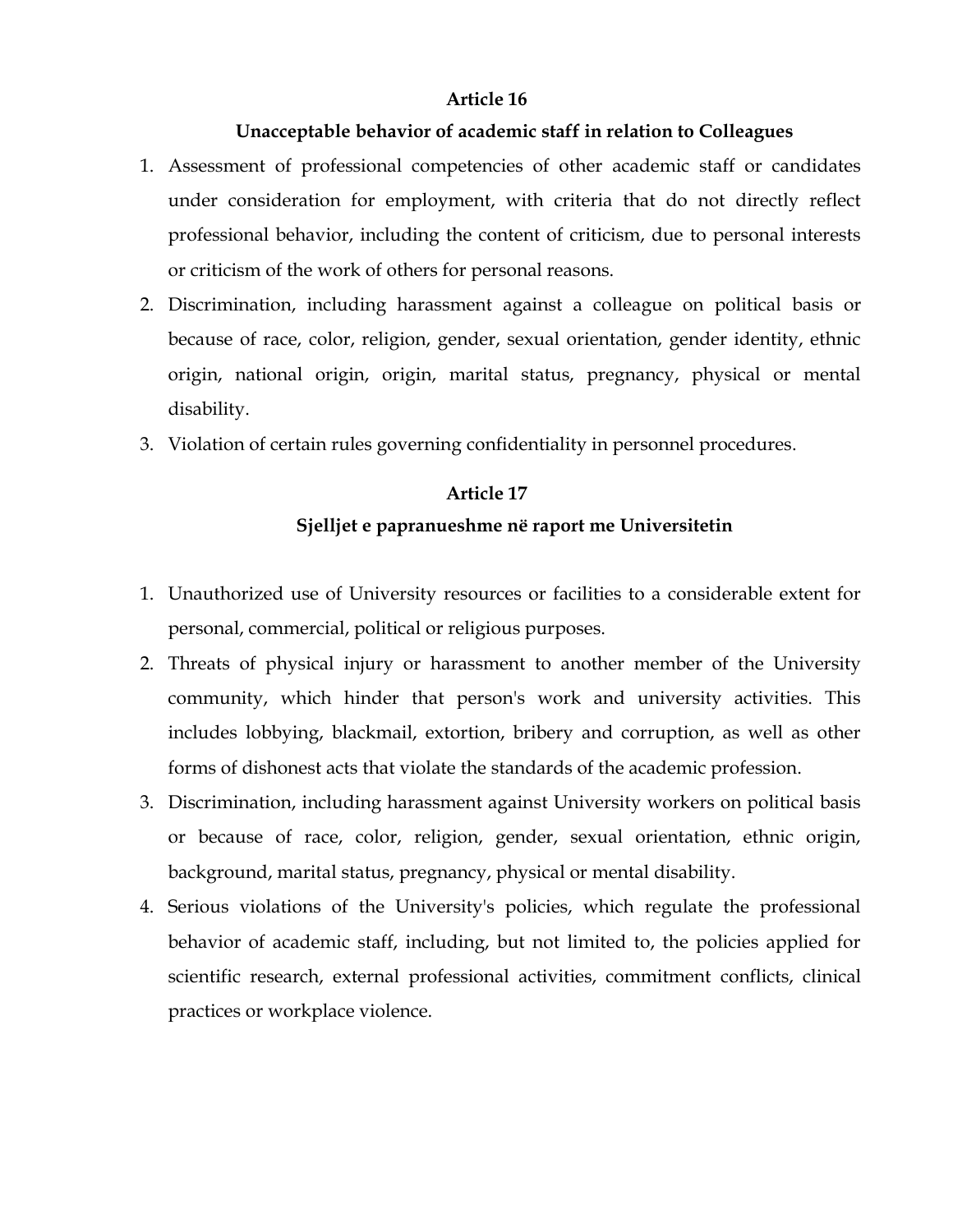### Article 16

### Unacceptable behavior of academic staff in relation to Colleagues

1. Assessment of professional competencies of other academic staff or candidates under consideration for employment, with criteria that do not directly reflect professional behavior, including the content of criticism, due to personal interests or criticism of the work of others for personal reasons.
2. Discrimination, including harassment against a colleague on political basis or because of race, color, religion, gender, sexual orientation, gender identity, ethnic origin, national origin, origin, marital status, pregnancy, physical or mental disability.
3. Violation of certain rules governing confidentiality in personnel procedures.

### Article 17

### Sjelljet e papranueshme në raport me Universitetin

1. Unauthorized use of University resources or facilities to a considerable extent for personal, commercial, political or religious purposes.
2. Threats of physical injury or harassment to another member of the University community, which hinder that person's work and university activities. This includes lobbying, blackmail, extortion, bribery and corruption, as well as other forms of dishonest acts that violate the standards of the academic profession.
3. Discrimination, including harassment against University workers on political basis or because of race, color, religion, gender, sexual orientation, ethnic origin, background, marital status, pregnancy, physical or mental disability.
4. Serious violations of the University's policies, which regulate the professional behavior of academic staff, including, but not limited to, the policies applied for scientific research, external professional activities, commitment conflicts, clinical practices or workplace violence.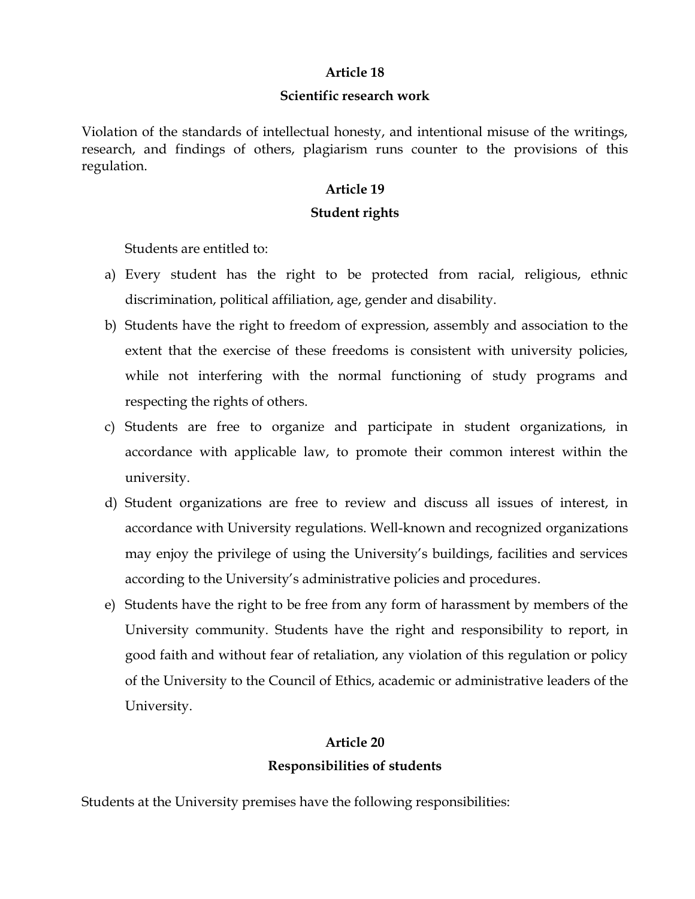**Article 18**

**Scientific research work**

Violation of the standards of intellectual honesty, and intentional misuse of the writings, research, and findings of others, plagiarism runs counter to the provisions of this regulation.

**Article 19**

**Student rights**

Students are entitled to:

a) Every student has the right to be protected from racial, religious, ethnic discrimination, political affiliation, age, gender and disability.
b) Students have the right to freedom of expression, assembly and association to the extent that the exercise of these freedoms is consistent with university policies, while not interfering with the normal functioning of study programs and respecting the rights of others.
c) Students are free to organize and participate in student organizations, in accordance with applicable law, to promote their common interest within the university.
d) Student organizations are free to review and discuss all issues of interest, in accordance with University regulations. Well-known and recognized organizations may enjoy the privilege of using the University's buildings, facilities and services according to the University's administrative policies and procedures.
e) Students have the right to be free from any form of harassment by members of the University community. Students have the right and responsibility to report, in good faith and without fear of retaliation, any violation of this regulation or policy of the University to the Council of Ethics, academic or administrative leaders of the University.

**Article 20**

**Responsibilities of students**

Students at the University premises have the following responsibilities: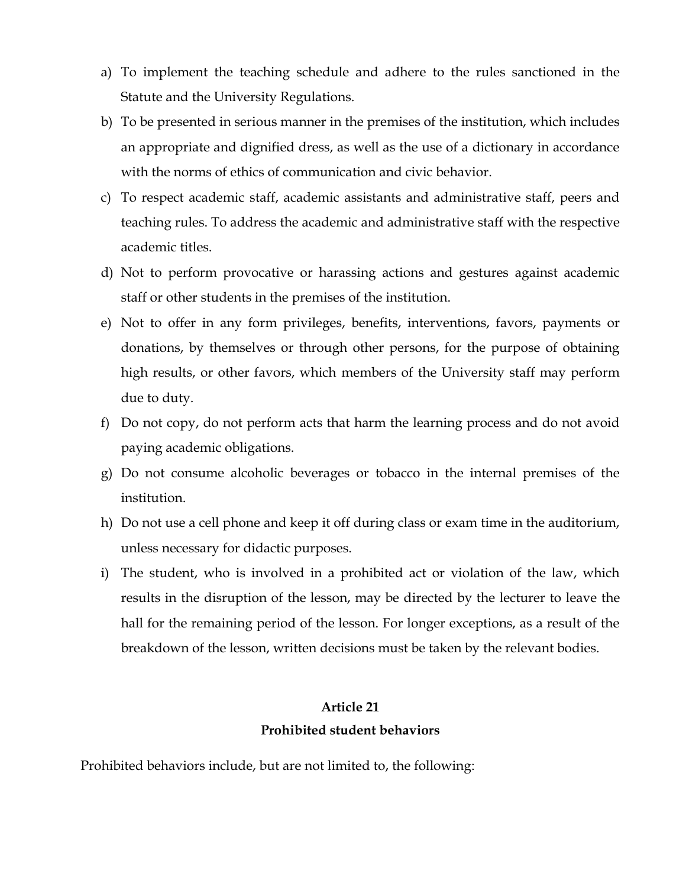a) To implement the teaching schedule and adhere to the rules sanctioned in the Statute and the University Regulations.
b) To be presented in serious manner in the premises of the institution, which includes an appropriate and dignified dress, as well as the use of a dictionary in accordance with the norms of ethics of communication and civic behavior.
c) To respect academic staff, academic assistants and administrative staff, peers and teaching rules. To address the academic and administrative staff with the respective academic titles.
d) Not to perform provocative or harassing actions and gestures against academic staff or other students in the premises of the institution.
e) Not to offer in any form privileges, benefits, interventions, favors, payments or donations, by themselves or through other persons, for the purpose of obtaining high results, or other favors, which members of the University staff may perform due to duty.
f) Do not copy, do not perform acts that harm the learning process and do not avoid paying academic obligations.
g) Do not consume alcoholic beverages or tobacco in the internal premises of the institution.
h) Do not use a cell phone and keep it off during class or exam time in the auditorium, unless necessary for didactic purposes.
i) The student, who is involved in a prohibited act or violation of the law, which results in the disruption of the lesson, may be directed by the lecturer to leave the hall for the remaining period of the lesson. For longer exceptions, as a result of the breakdown of the lesson, written decisions must be taken by the relevant bodies.

## Article 21
## Prohibited student behaviors

Prohibited behaviors include, but are not limited to, the following: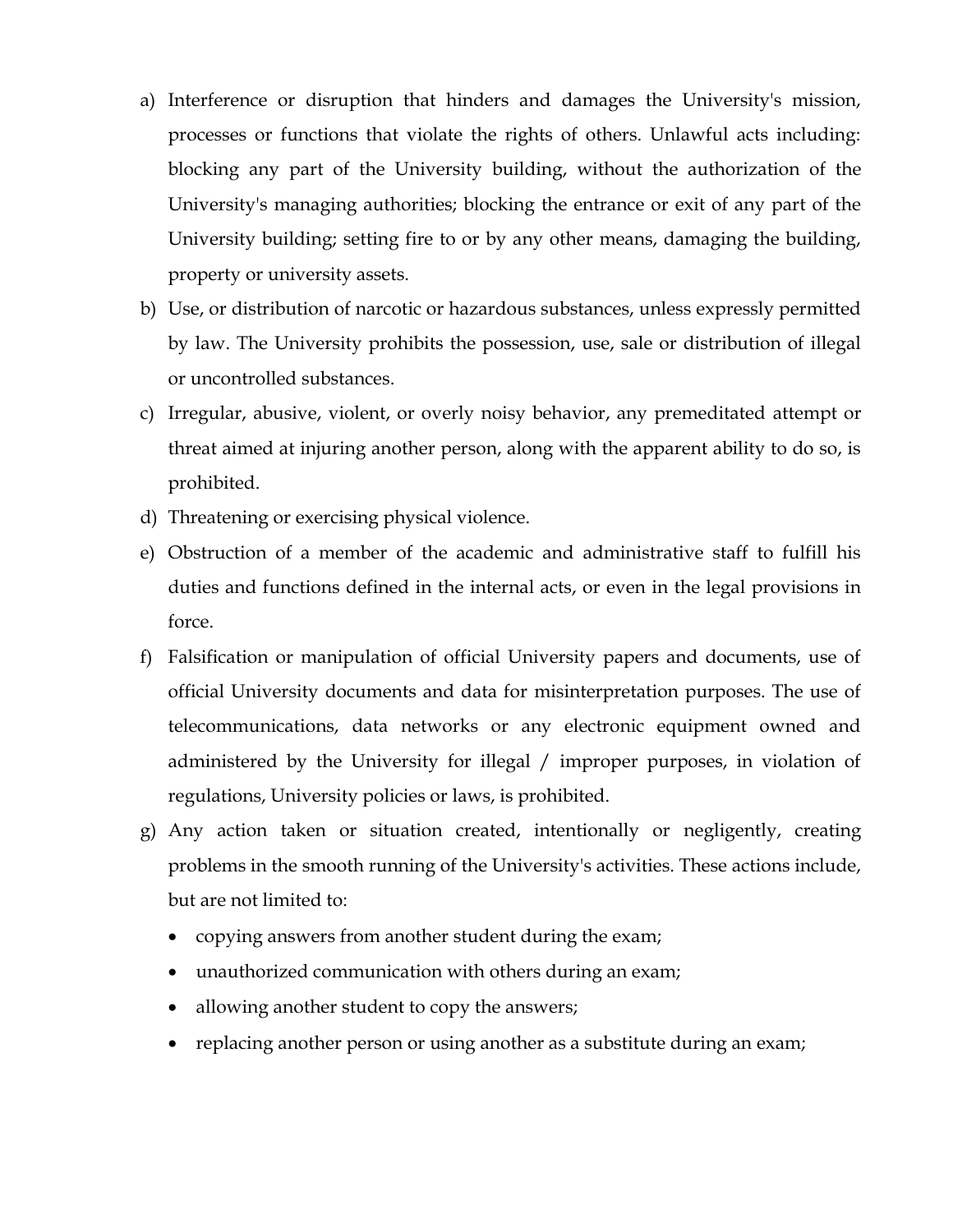a) Interference or disruption that hinders and damages the University's mission, processes or functions that violate the rights of others. Unlawful acts including: blocking any part of the University building, without the authorization of the University's managing authorities; blocking the entrance or exit of any part of the University building; setting fire to or by any other means, damaging the building, property or university assets.
b) Use, or distribution of narcotic or hazardous substances, unless expressly permitted by law. The University prohibits the possession, use, sale or distribution of illegal or uncontrolled substances.
c) Irregular, abusive, violent, or overly noisy behavior, any premeditated attempt or threat aimed at injuring another person, along with the apparent ability to do so, is prohibited.
d) Threatening or exercising physical violence.
e) Obstruction of a member of the academic and administrative staff to fulfill his duties and functions defined in the internal acts, or even in the legal provisions in force.
f) Falsification or manipulation of official University papers and documents, use of official University documents and data for misinterpretation purposes. The use of telecommunications, data networks or any electronic equipment owned and administered by the University for illegal / improper purposes, in violation of regulations, University policies or laws, is prohibited.
g) Any action taken or situation created, intentionally or negligently, creating problems in the smooth running of the University's activities. These actions include, but are not limited to:
    - copying answers from another student during the exam;
    - unauthorized communication with others during an exam;
    - allowing another student to copy the answers;
    - replacing another person or using another as a substitute during an exam;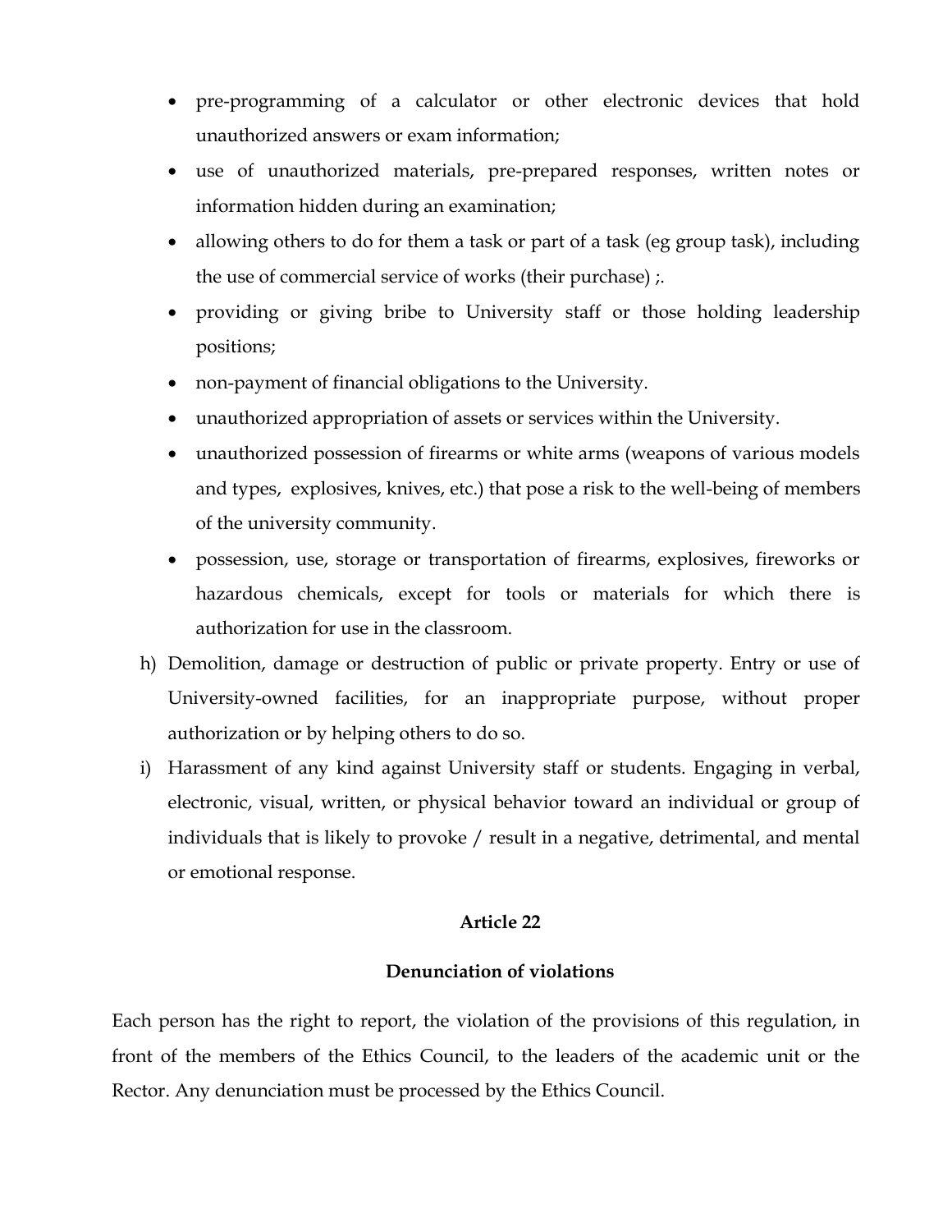- pre-programming of a calculator or other electronic devices that hold unauthorized answers or exam information;
- use of unauthorized materials, pre-prepared responses, written notes or information hidden during an examination;
- allowing others to do for them a task or part of a task (eg group task), including the use of commercial service of works (their purchase) ;.
- providing or giving bribe to University staff or those holding leadership positions;
- non-payment of financial obligations to the University.
- unauthorized appropriation of assets or services within the University.
- unauthorized possession of firearms or white arms (weapons of various models and types, explosives, knives, etc.) that pose a risk to the well-being of members of the university community.
- possession, use, storage or transportation of firearms, explosives, fireworks or hazardous chemicals, except for tools or materials for which there is authorization for use in the classroom.

h) Demolition, damage or destruction of public or private property. Entry or use of University-owned facilities, for an inappropriate purpose, without proper authorization or by helping others to do so.

i) Harassment of any kind against University staff or students. Engaging in verbal, electronic, visual, written, or physical behavior toward an individual or group of individuals that is likely to provoke / result in a negative, detrimental, and mental or emotional response.

**Article 22**

**Denunciation of violations**

Each person has the right to report, the violation of the provisions of this regulation, in front of the members of the Ethics Council, to the leaders of the academic unit or the Rector. Any denunciation must be processed by the Ethics Council.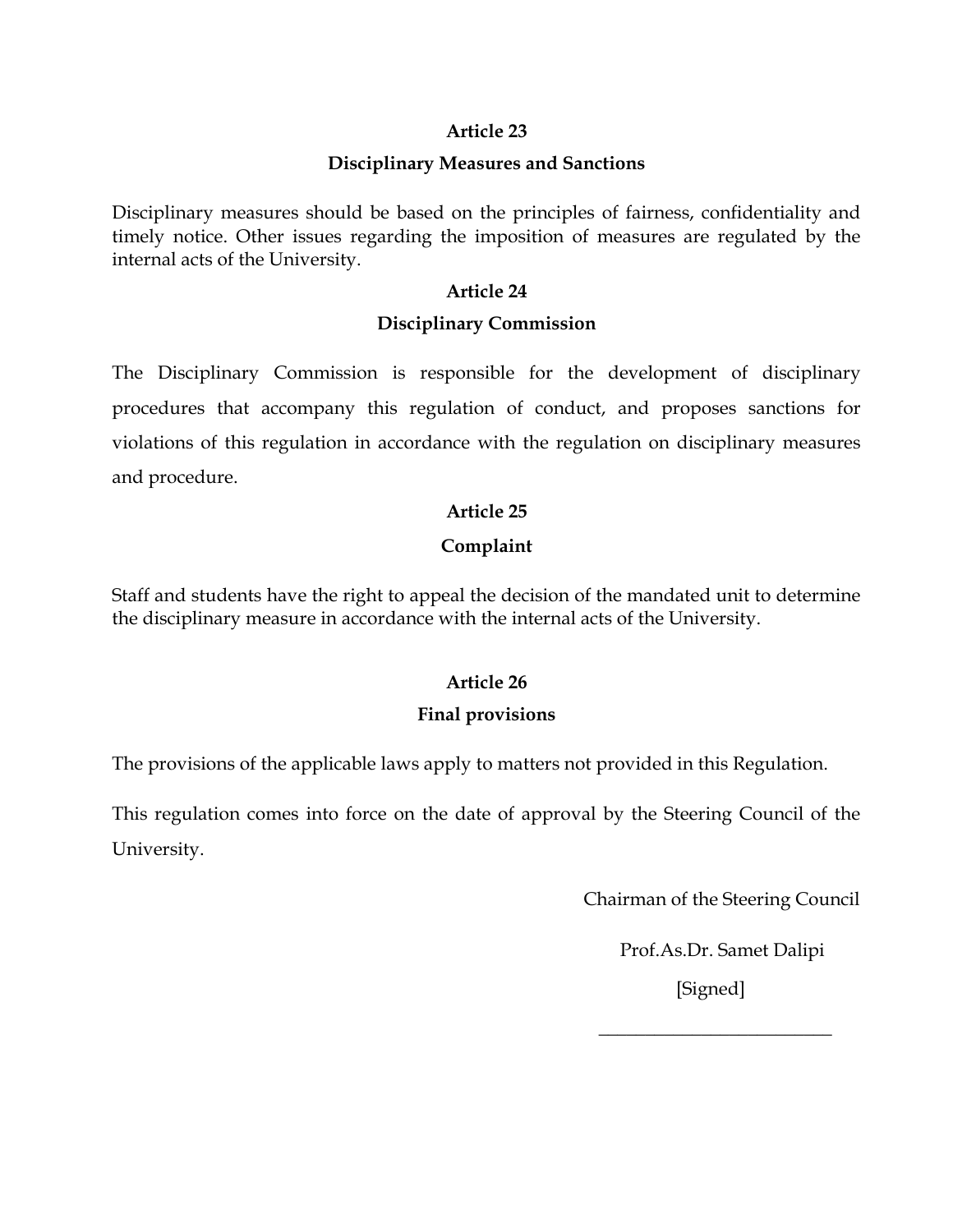## Article 23

## Disciplinary Measures and Sanctions

Disciplinary measures should be based on the principles of fairness, confidentiality and timely notice. Other issues regarding the imposition of measures are regulated by the internal acts of the University.

## Article 24

## Disciplinary Commission

The Disciplinary Commission is responsible for the development of disciplinary procedures that accompany this regulation of conduct, and proposes sanctions for violations of this regulation in accordance with the regulation on disciplinary measures and procedure.

## Article 25

## Complaint

Staff and students have the right to appeal the decision of the mandated unit to determine the disciplinary measure in accordance with the internal acts of the University.

## Article 26

## Final provisions

The provisions of the applicable laws apply to matters not provided in this Regulation.

This regulation comes into force on the date of approval by the Steering Council of the University.

Chairman of the Steering Council

Prof.As.Dr. Samet Dalipi

[Signed]

\_\_\_\_\_\_\_\_\_\_\_\_\_\_\_\_\_\_\_\_\_\_\_\_\_\_